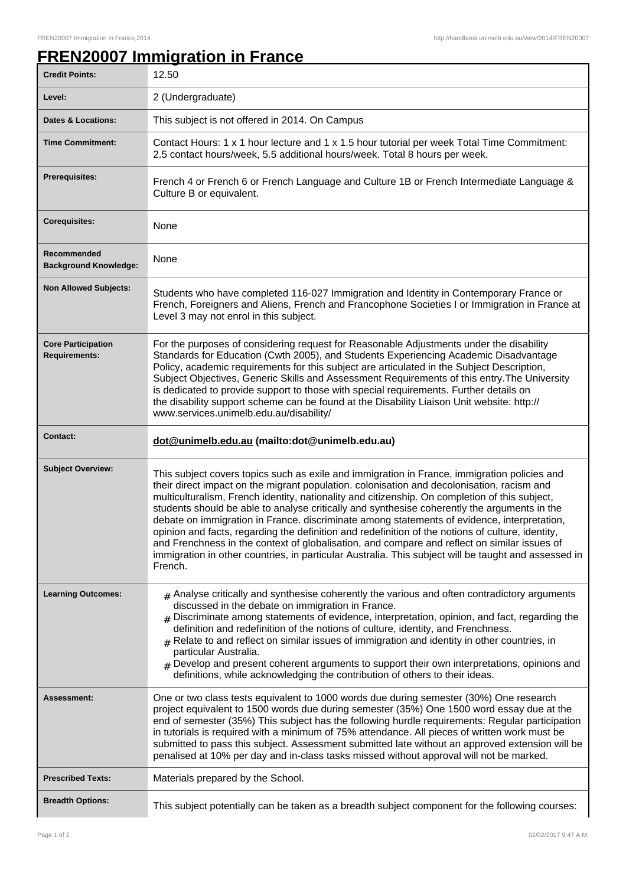# FREN20007 Immigration in France

| | |
|---|---|
| **Credit Points:** | 12.50 |
| **Level:** | 2 (Undergraduate) |
| **Dates & Locations:** | This subject is not offered in 2014. On Campus |
| **Time Commitment:** | Contact Hours: 1 x 1 hour lecture and 1 x 1.5 hour tutorial per week Total Time Commitment: 2.5 contact hours/week, 5.5 additional hours/week. Total 8 hours per week. |
| **Prerequisites:** | French 4 or French 6 or French Language and Culture 1B or French Intermediate Language & Culture B or equivalent. |
| **Corequisites:** | None |
| **Recommended Background Knowledge:** | None |
| **Non Allowed Subjects:** | Students who have completed 116-027 Immigration and Identity in Contemporary France or French, Foreigners and Aliens, French and Francophone Societies I or Immigration in France at Level 3 may not enrol in this subject. |
| **Core Participation Requirements:** | For the purposes of considering request for Reasonable Adjustments under the disability Standards for Education (Cwth 2005), and Students Experiencing Academic Disadvantage Policy, academic requirements for this subject are articulated in the Subject Description, Subject Objectives, Generic Skills and Assessment Requirements of this entry.The University is dedicated to provide support to those with special requirements. Further details on the disability support scheme can be found at the Disability Liaison Unit website: http://www.services.unimelb.edu.au/disability/ |
| **Contact:** | **dot@unimelb.edu.au (mailto:dot@unimelb.edu.au)** |
| **Subject Overview:** | This subject covers topics such as exile and immigration in France, immigration policies and their direct impact on the migrant population. colonisation and decolonisation, racism and multiculturalism, French identity, nationality and citizenship. On completion of this subject, students should be able to analyse critically and synthesise coherently the arguments in the debate on immigration in France. discriminate among statements of evidence, interpretation, opinion and facts, regarding the definition and redefinition of the notions of culture, identity, and Frenchness in the context of globalisation, and compare and reflect on similar issues of immigration in other countries, in particular Australia. This subject will be taught and assessed in French. |
| **Learning Outcomes:** | # Analyse critically and synthesise coherently the various and often contradictory arguments discussed in the debate on immigration in France.<br># Discriminate among statements of evidence, interpretation, opinion, and fact, regarding the definition and redefinition of the notions of culture, identity, and Frenchness.<br># Relate to and reflect on similar issues of immigration and identity in other countries, in particular Australia.<br># Develop and present coherent arguments to support their own interpretations, opinions and definitions, while acknowledging the contribution of others to their ideas. |
| **Assessment:** | One or two class tests equivalent to 1000 words due during semester (30%) One research project equivalent to 1500 words due during semester (35%) One 1500 word essay due at the end of semester (35%) This subject has the following hurdle requirements: Regular participation in tutorials is required with a minimum of 75% attendance. All pieces of written work must be submitted to pass this subject. Assessment submitted late without an approved extension will be penalised at 10% per day and in-class tasks missed without approval will not be marked. |
| **Prescribed Texts:** | Materials prepared by the School. |
| **Breadth Options:** | This subject potentially can be taken as a breadth subject component for the following courses: |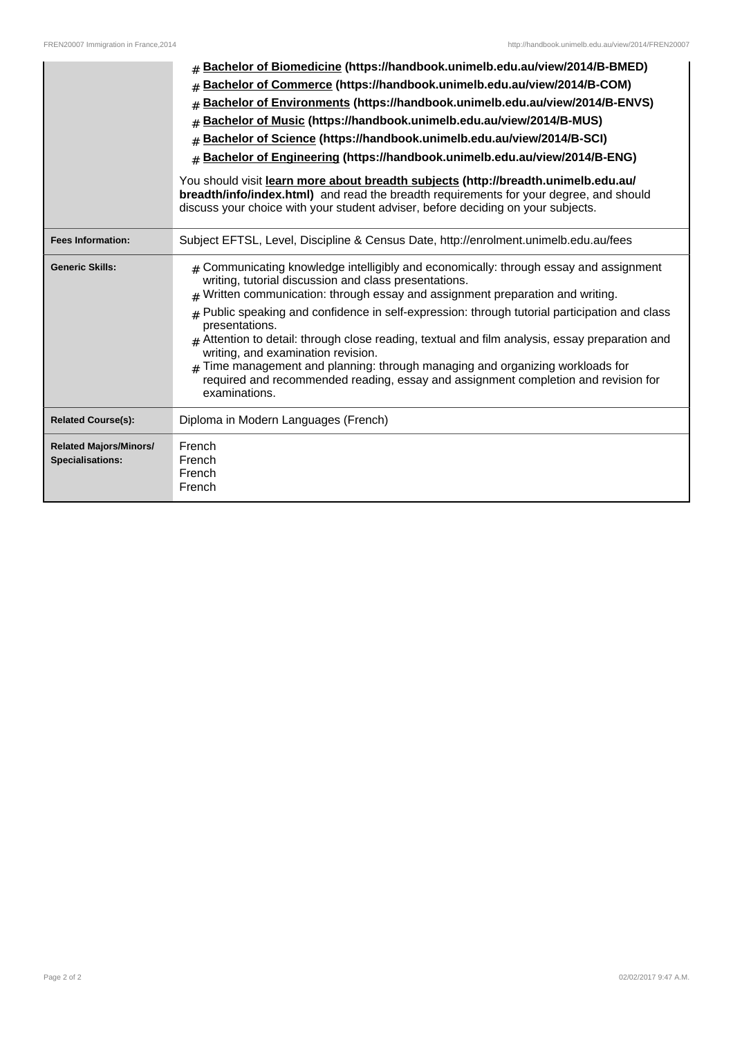| | |
|---|---|
| | - **Bachelor of Biomedicine (https://handbook.unimelb.edu.au/view/2014/B-BMED)**<br>- **Bachelor of Commerce (https://handbook.unimelb.edu.au/view/2014/B-COM)**<br>- **Bachelor of Environments (https://handbook.unimelb.edu.au/view/2014/B-ENVS)**<br>- **Bachelor of Music (https://handbook.unimelb.edu.au/view/2014/B-MUS)**<br>- **Bachelor of Science (https://handbook.unimelb.edu.au/view/2014/B-SCI)**<br>- **Bachelor of Engineering (https://handbook.unimelb.edu.au/view/2014/B-ENG)**<br><br>You should visit **learn more about breadth subjects (http://breadth.unimelb.edu.au/breadth/info/index.html)** and read the breadth requirements for your degree, and should discuss your choice with your student adviser, before deciding on your subjects. |
| **Fees Information:** | Subject EFTSL, Level, Discipline & Census Date, http://enrolment.unimelb.edu.au/fees |
| **Generic Skills:** | - Communicating knowledge intelligibly and economically: through essay and assignment writing, tutorial discussion and class presentations.<br>- Written communication: through essay and assignment preparation and writing.<br>- Public speaking and confidence in self-expression: through tutorial participation and class presentations.<br>- Attention to detail: through close reading, textual and film analysis, essay preparation and writing, and examination revision.<br>- Time management and planning: through managing and organizing workloads for required and recommended reading, essay and assignment completion and revision for examinations. |
| **Related Course(s):** | Diploma in Modern Languages (French) |
| **Related Majors/Minors/ Specialisations:** | French<br>French<br>French<br>French |